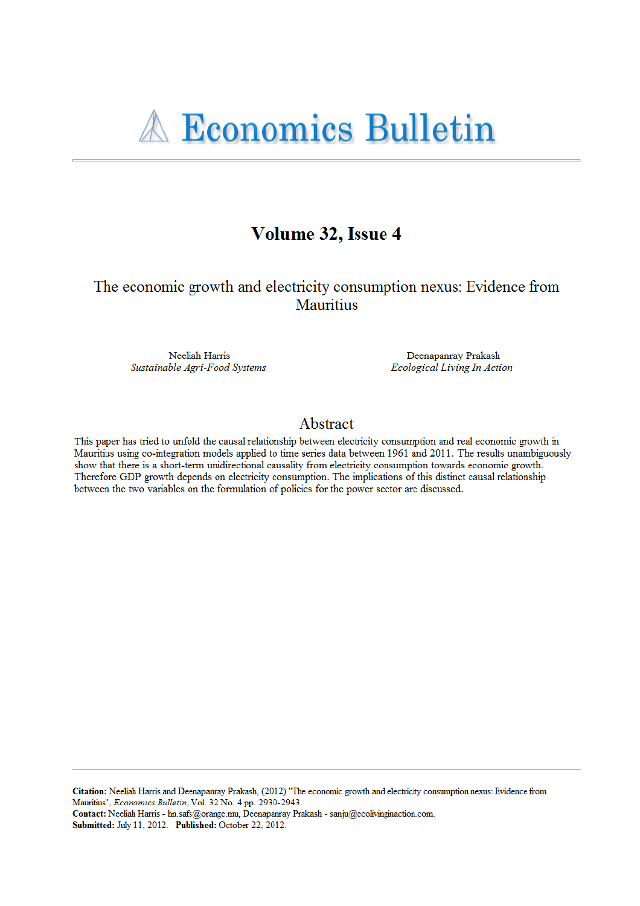# Economics Bulletin

## Volume 32, Issue 4

### The economic growth and electricity consumption nexus: Evidence from Mauritius

Neeliah Harris
*Sustainable Agri-Food Systems*

Deenapanray Prakash
*Ecological Living In Action*

## Abstract

This paper has tried to unfold the causal relationship between electricity consumption and real economic growth in Mauritius using co-integration models applied to time series data between 1961 and 2011. The results unambiguously show that there is a short-term unidirectional causality from electricity consumption towards economic growth. Therefore GDP growth depends on electricity consumption. The implications of this distinct causal relationship between the two variables on the formulation of policies for the power sector are discussed.

---

**Citation:** Neeliah Harris and Deenapanray Prakash, (2012) ''The economic growth and electricity consumption nexus: Evidence from Mauritius'', *Economics Bulletin*, Vol. 32 No. 4 pp. 2930-2943.
**Contact:** Neeliah Harris - hn.safs@orange.mu, Deenapanray Prakash - sanju@ecolivinginaction.com.
**Submitted:** July 11, 2012. **Published:** October 22, 2012.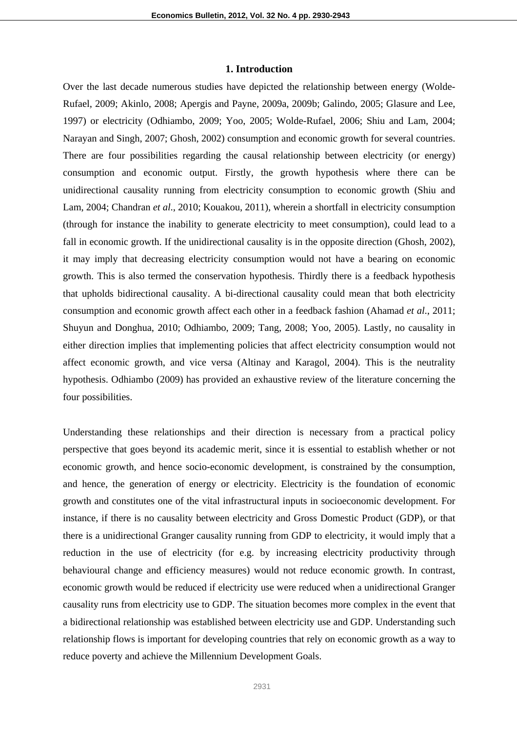## 1. Introduction

Over the last decade numerous studies have depicted the relationship between energy (Wolde-Rufael, 2009; Akinlo, 2008; Apergis and Payne, 2009a, 2009b; Galindo, 2005; Glasure and Lee, 1997) or electricity (Odhiambo, 2009; Yoo, 2005; Wolde-Rufael, 2006; Shiu and Lam, 2004; Narayan and Singh, 2007; Ghosh, 2002) consumption and economic growth for several countries. There are four possibilities regarding the causal relationship between electricity (or energy) consumption and economic output. Firstly, the growth hypothesis where there can be unidirectional causality running from electricity consumption to economic growth (Shiu and Lam, 2004; Chandran *et al*., 2010; Kouakou, 2011), wherein a shortfall in electricity consumption (through for instance the inability to generate electricity to meet consumption), could lead to a fall in economic growth. If the unidirectional causality is in the opposite direction (Ghosh, 2002), it may imply that decreasing electricity consumption would not have a bearing on economic growth. This is also termed the conservation hypothesis. Thirdly there is a feedback hypothesis that upholds bidirectional causality. A bi-directional causality could mean that both electricity consumption and economic growth affect each other in a feedback fashion (Ahamad *et al*., 2011; Shuyun and Donghua, 2010; Odhiambo, 2009; Tang, 2008; Yoo, 2005). Lastly, no causality in either direction implies that implementing policies that affect electricity consumption would not affect economic growth, and vice versa (Altinay and Karagol, 2004). This is the neutrality hypothesis. Odhiambo (2009) has provided an exhaustive review of the literature concerning the four possibilities.

Understanding these relationships and their direction is necessary from a practical policy perspective that goes beyond its academic merit, since it is essential to establish whether or not economic growth, and hence socio-economic development, is constrained by the consumption, and hence, the generation of energy or electricity. Electricity is the foundation of economic growth and constitutes one of the vital infrastructural inputs in socioeconomic development. For instance, if there is no causality between electricity and Gross Domestic Product (GDP), or that there is a unidirectional Granger causality running from GDP to electricity, it would imply that a reduction in the use of electricity (for e.g. by increasing electricity productivity through behavioural change and efficiency measures) would not reduce economic growth. In contrast, economic growth would be reduced if electricity use were reduced when a unidirectional Granger causality runs from electricity use to GDP. The situation becomes more complex in the event that a bidirectional relationship was established between electricity use and GDP. Understanding such relationship flows is important for developing countries that rely on economic growth as a way to reduce poverty and achieve the Millennium Development Goals.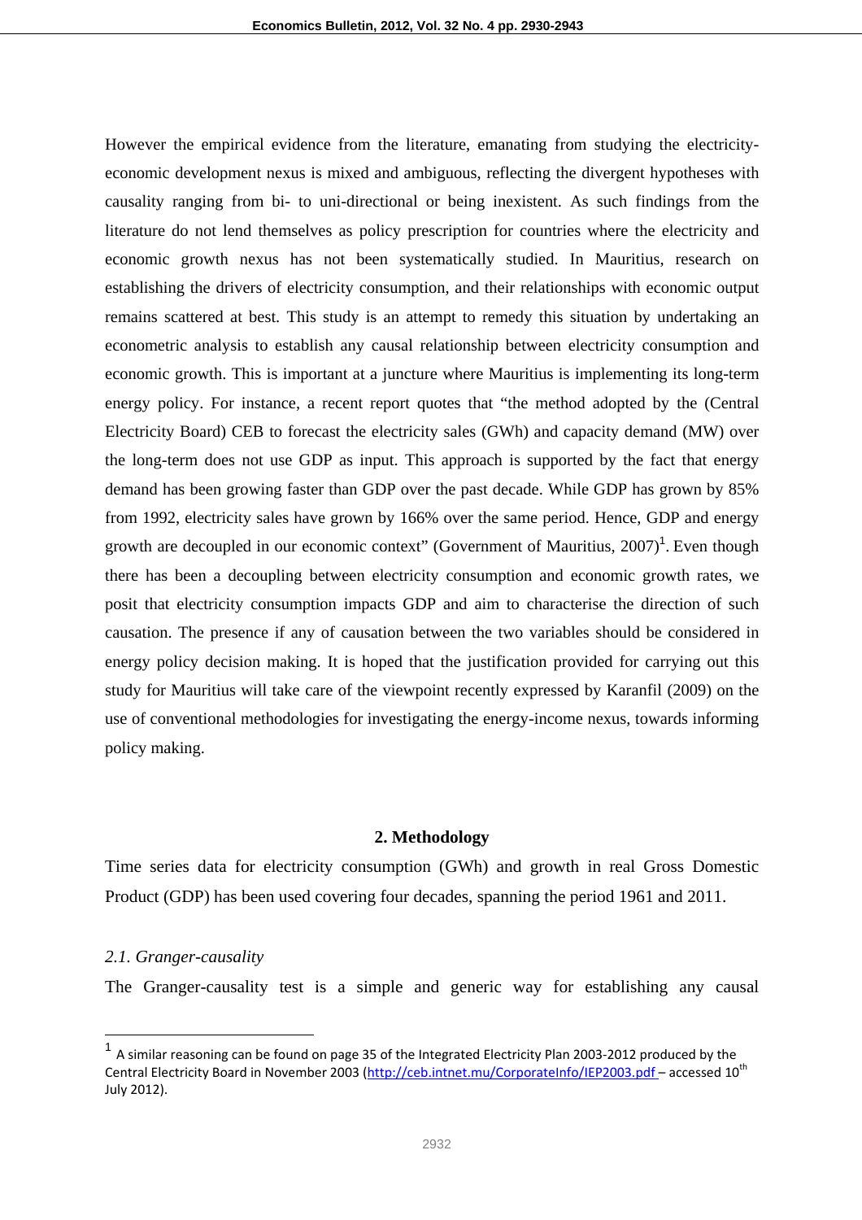However the empirical evidence from the literature, emanating from studying the electricity-economic development nexus is mixed and ambiguous, reflecting the divergent hypotheses with causality ranging from bi- to uni-directional or being inexistent. As such findings from the literature do not lend themselves as policy prescription for countries where the electricity and economic growth nexus has not been systematically studied. In Mauritius, research on establishing the drivers of electricity consumption, and their relationships with economic output remains scattered at best. This study is an attempt to remedy this situation by undertaking an econometric analysis to establish any causal relationship between electricity consumption and economic growth. This is important at a juncture where Mauritius is implementing its long-term energy policy. For instance, a recent report quotes that "the method adopted by the (Central Electricity Board) CEB to forecast the electricity sales (GWh) and capacity demand (MW) over the long-term does not use GDP as input. This approach is supported by the fact that energy demand has been growing faster than GDP over the past decade. While GDP has grown by 85% from 1992, electricity sales have grown by 166% over the same period. Hence, GDP and energy growth are decoupled in our economic context" (Government of Mauritius, 2007)[1]. Even though there has been a decoupling between electricity consumption and economic growth rates, we posit that electricity consumption impacts GDP and aim to characterise the direction of such causation. The presence if any of causation between the two variables should be considered in energy policy decision making. It is hoped that the justification provided for carrying out this study for Mauritius will take care of the viewpoint recently expressed by Karanfil (2009) on the use of conventional methodologies for investigating the energy-income nexus, towards informing policy making.

## 2. Methodology

Time series data for electricity consumption (GWh) and growth in real Gross Domestic Product (GDP) has been used covering four decades, spanning the period 1961 and 2011.

### *2.1. Granger-causality*

The Granger-causality test is a simple and generic way for establishing any causal

---

[1] A similar reasoning can be found on page 35 of the Integrated Electricity Plan 2003-2012 produced by the Central Electricity Board in November 2003 (http://ceb.intnet.mu/CorporateInfo/IEP2003.pdf – accessed 10th July 2012).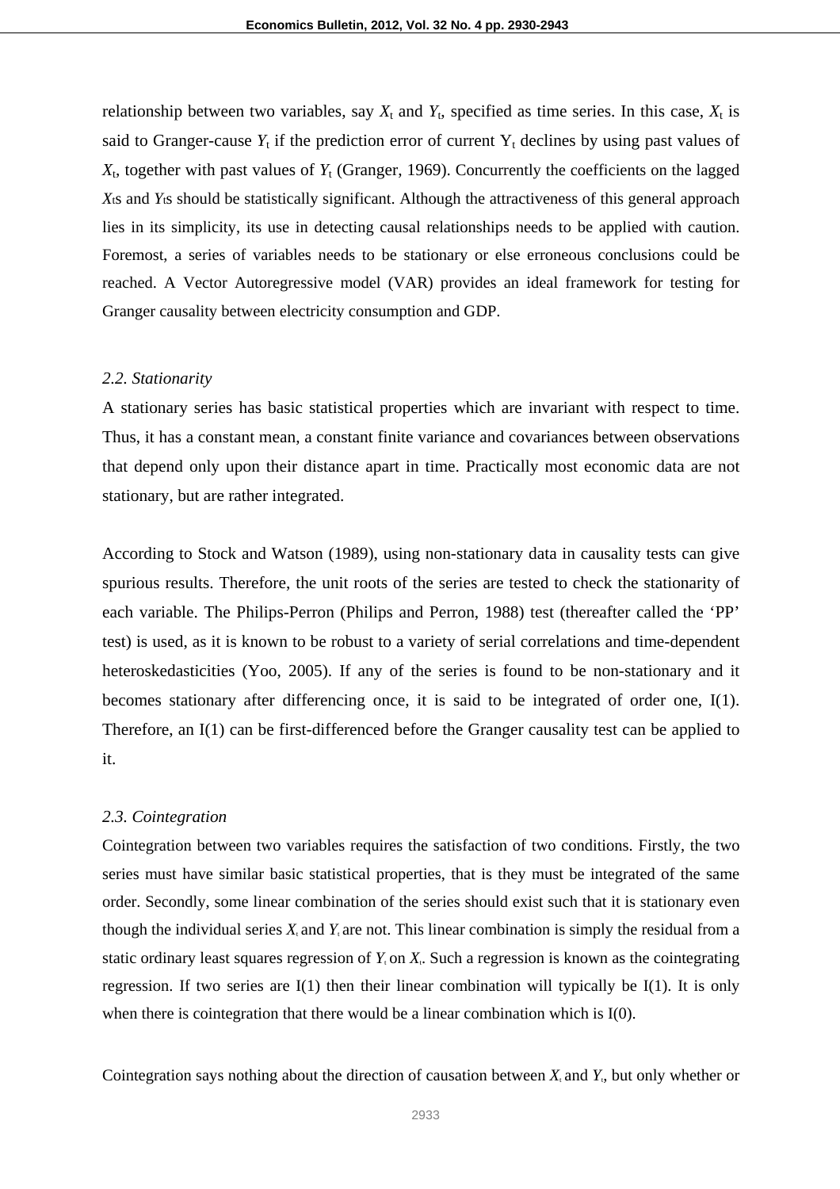relationship between two variables, say $X_t$ and $Y_t$, specified as time series. In this case, $X_t$ is said to Granger-cause $Y_t$ if the prediction error of current $Y_t$ declines by using past values of $X_t$, together with past values of $Y_t$ (Granger, 1969). Concurrently the coefficients on the lagged $X_t$s and $Y_t$s should be statistically significant. Although the attractiveness of this general approach lies in its simplicity, its use in detecting causal relationships needs to be applied with caution. Foremost, a series of variables needs to be stationary or else erroneous conclusions could be reached. A Vector Autoregressive model (VAR) provides an ideal framework for testing for Granger causality between electricity consumption and GDP.

### *2.2. Stationarity*

A stationary series has basic statistical properties which are invariant with respect to time. Thus, it has a constant mean, a constant finite variance and covariances between observations that depend only upon their distance apart in time. Practically most economic data are not stationary, but are rather integrated.

According to Stock and Watson (1989), using non-stationary data in causality tests can give spurious results. Therefore, the unit roots of the series are tested to check the stationarity of each variable. The Philips-Perron (Philips and Perron, 1988) test (thereafter called the 'PP' test) is used, as it is known to be robust to a variety of serial correlations and time-dependent heteroskedasticities (Yoo, 2005). If any of the series is found to be non-stationary and it becomes stationary after differencing once, it is said to be integrated of order one, I(1). Therefore, an I(1) can be first-differenced before the Granger causality test can be applied to it.

### *2.3. Cointegration*

Cointegration between two variables requires the satisfaction of two conditions. Firstly, the two series must have similar basic statistical properties, that is they must be integrated of the same order. Secondly, some linear combination of the series should exist such that it is stationary even though the individual series $X_t$ and $Y_t$ are not. This linear combination is simply the residual from a static ordinary least squares regression of $Y_t$ on $X_t$. Such a regression is known as the cointegrating regression. If two series are I(1) then their linear combination will typically be I(1). It is only when there is cointegration that there would be a linear combination which is I(0).

Cointegration says nothing about the direction of causation between $X_t$ and $Y_t$, but only whether or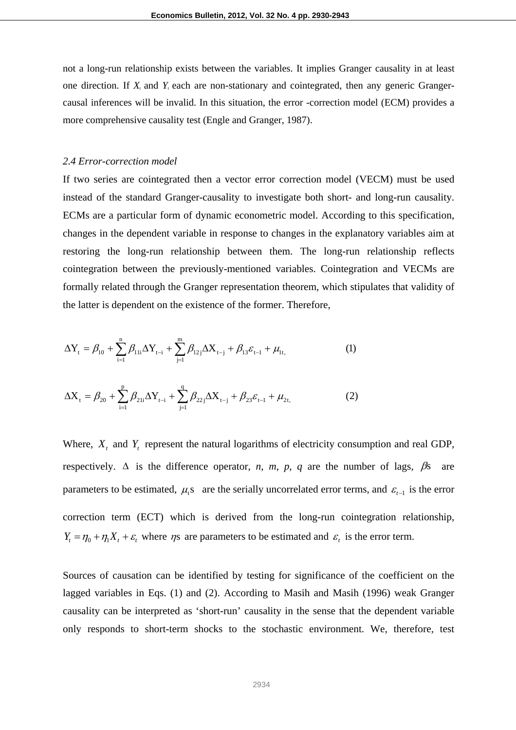not a long-run relationship exists between the variables. It implies Granger causality in at least one direction. If $X_t$ and $Y_t$ each are non-stationary and cointegrated, then any generic Granger-causal inferences will be invalid. In this situation, the error -correction model (ECM) provides a more comprehensive causality test (Engle and Granger, 1987).

### *2.4 Error-correction model*

If two series are cointegrated then a vector error correction model (VECM) must be used instead of the standard Granger-causality to investigate both short- and long-run causality. ECMs are a particular form of dynamic econometric model. According to this specification, changes in the dependent variable in response to changes in the explanatory variables aim at restoring the long-run relationship between them. The long-run relationship reflects cointegration between the previously-mentioned variables. Cointegration and VECMs are formally related through the Granger representation theorem, which stipulates that validity of the latter is dependent on the existence of the former. Therefore,

$$\Delta Y_t = \beta_{10} + \sum_{i=1}^{n} \beta_{11i} \Delta Y_{t-i} + \sum_{j=1}^{m} \beta_{12j} \Delta X_{t-j} + \beta_{13} \varepsilon_{t-1} + \mu_{1t,} \tag{1}$$

$$\Delta X_t = \beta_{20} + \sum_{i=1}^{p} \beta_{21i} \Delta Y_{t-i} + \sum_{j=1}^{q} \beta_{22j} \Delta X_{t-j} + \beta_{23} \varepsilon_{t-1} + \mu_{2t,} \tag{2}$$

Where, $X_t$ and $Y_t$ represent the natural logarithms of electricity consumption and real GDP, respectively. $\Delta$ is the difference operator, *n*, *m*, *p*, *q* are the number of lags, $\beta$s are parameters to be estimated, $\mu_t$s are the serially uncorrelated error terms, and $\varepsilon_{t-1}$ is the error correction term (ECT) which is derived from the long-run cointegration relationship, $Y_t = \eta_0 + \eta_1 X_t + \varepsilon_t$ where $\eta$s are parameters to be estimated and $\varepsilon_t$ is the error term.

Sources of causation can be identified by testing for significance of the coefficient on the lagged variables in Eqs. (1) and (2). According to Masih and Masih (1996) weak Granger causality can be interpreted as 'short-run' causality in the sense that the dependent variable only responds to short-term shocks to the stochastic environment. We, therefore, test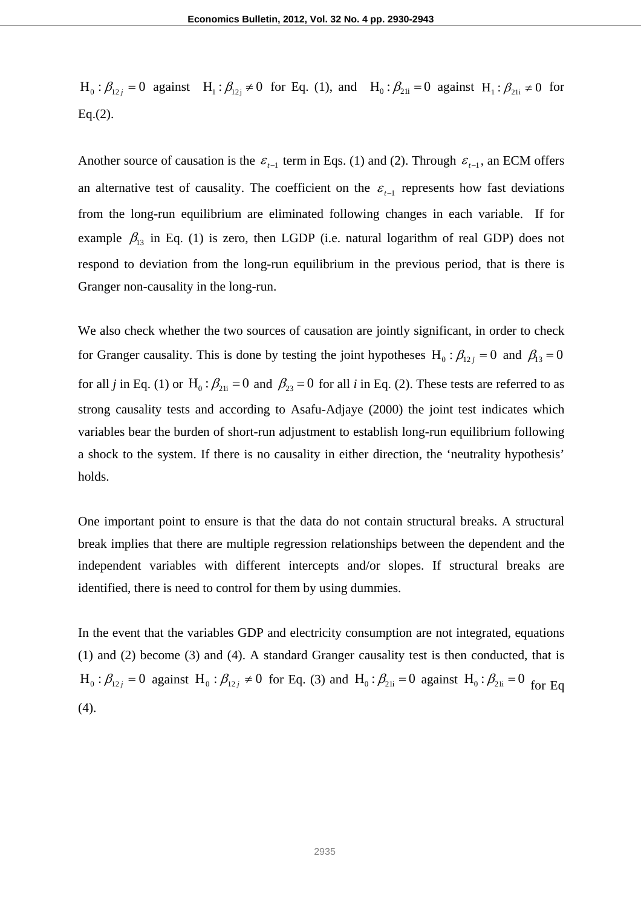$\mathrm{H}_0 : \beta_{12j} = 0$ against $\mathrm{H}_1 : \beta_{12\mathrm{j}} \neq 0$ for Eq. (1), and $\mathrm{H}_0 : \beta_{21\mathrm{i}} = 0$ against $\mathrm{H}_1 : \beta_{21\mathrm{i}} \neq 0$ for Eq.(2).

Another source of causation is the $\varepsilon_{t-1}$ term in Eqs. (1) and (2). Through $\varepsilon_{t-1}$, an ECM offers an alternative test of causality. The coefficient on the $\varepsilon_{t-1}$ represents how fast deviations from the long-run equilibrium are eliminated following changes in each variable. If for example $\beta_{13}$ in Eq. (1) is zero, then LGDP (i.e. natural logarithm of real GDP) does not respond to deviation from the long-run equilibrium in the previous period, that is there is Granger non-causality in the long-run.

We also check whether the two sources of causation are jointly significant, in order to check for Granger causality. This is done by testing the joint hypotheses $\mathrm{H}_0 : \beta_{12j} = 0$ and $\beta_{13} = 0$ for all *j* in Eq. (1) or $\mathrm{H}_0 : \beta_{21\mathrm{i}} = 0$ and $\beta_{23} = 0$ for all *i* in Eq. (2). These tests are referred to as strong causality tests and according to Asafu-Adjaye (2000) the joint test indicates which variables bear the burden of short-run adjustment to establish long-run equilibrium following a shock to the system. If there is no causality in either direction, the 'neutrality hypothesis' holds.

One important point to ensure is that the data do not contain structural breaks. A structural break implies that there are multiple regression relationships between the dependent and the independent variables with different intercepts and/or slopes. If structural breaks are identified, there is need to control for them by using dummies.

In the event that the variables GDP and electricity consumption are not integrated, equations (1) and (2) become (3) and (4). A standard Granger causality test is then conducted, that is $\mathrm{H}_0 : \beta_{12j} = 0$ against $\mathrm{H}_0 : \beta_{12j} \neq 0$ for Eq. (3) and $\mathrm{H}_0 : \beta_{21\mathrm{i}} = 0$ against $\mathrm{H}_0 : \beta_{21\mathrm{i}} = 0$ for Eq (4).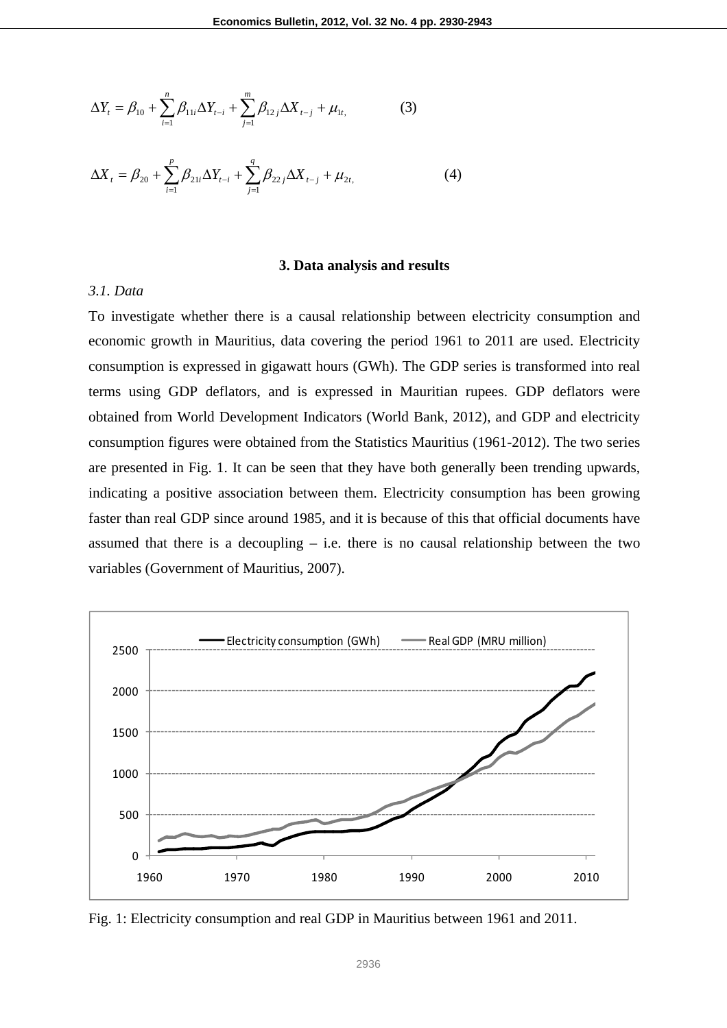$$\Delta Y_t = \beta_{10} + \sum_{i=1}^{n} \beta_{11i} \Delta Y_{t-i} + \sum_{j=1}^{m} \beta_{12j} \Delta X_{t-j} + \mu_{1t}, \qquad (3)$$

$$\Delta X_t = \beta_{20} + \sum_{i=1}^{p} \beta_{21i} \Delta Y_{t-i} + \sum_{j=1}^{q} \beta_{22j} \Delta X_{t-j} + \mu_{2t}, \qquad (4)$$

## 3. Data analysis and results

### *3.1. Data*

To investigate whether there is a causal relationship between electricity consumption and economic growth in Mauritius, data covering the period 1961 to 2011 are used. Electricity consumption is expressed in gigawatt hours (GWh). The GDP series is transformed into real terms using GDP deflators, and is expressed in Mauritian rupees. GDP deflators were obtained from World Development Indicators (World Bank, 2012), and GDP and electricity consumption figures were obtained from the Statistics Mauritius (1961-2012). The two series are presented in Fig. 1. It can be seen that they have both generally been trending upwards, indicating a positive association between them. Electricity consumption has been growing faster than real GDP since around 1985, and it is because of this that official documents have assumed that there is a decoupling – i.e. there is no causal relationship between the two variables (Government of Mauritius, 2007).

Fig. 1: Electricity consumption and real GDP in Mauritius between 1961 and 2011.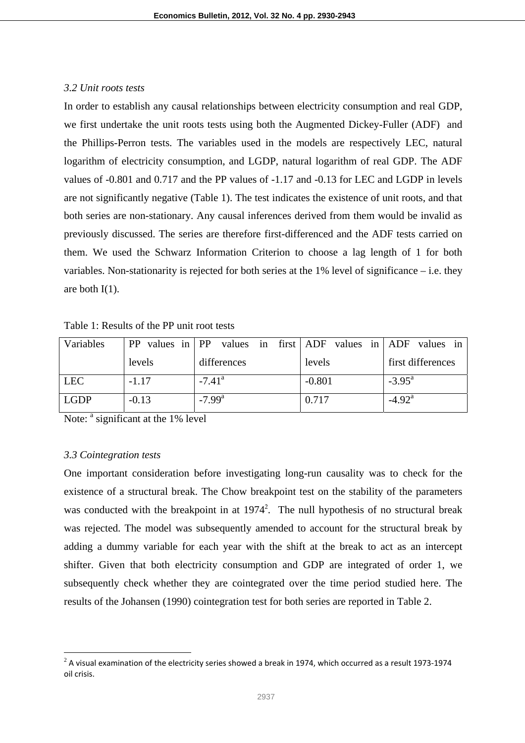*3.2 Unit roots tests*

In order to establish any causal relationships between electricity consumption and real GDP, we first undertake the unit roots tests using both the Augmented Dickey-Fuller (ADF) and the Phillips-Perron tests. The variables used in the models are respectively LEC, natural logarithm of electricity consumption, and LGDP, natural logarithm of real GDP. The ADF values of -0.801 and 0.717 and the PP values of -1.17 and -0.13 for LEC and LGDP in levels are not significantly negative (Table 1). The test indicates the existence of unit roots, and that both series are non-stationary. Any causal inferences derived from them would be invalid as previously discussed. The series are therefore first-differenced and the ADF tests carried on them. We used the Schwarz Information Criterion to choose a lag length of 1 for both variables. Non-stationarity is rejected for both series at the 1% level of significance – i.e. they are both I(1).

Table 1: Results of the PP unit root tests

| Variables | PP values in levels | PP values in first differences | ADF values in levels | ADF values in first differences |
|---|---|---|---|---|
| LEC | -1.17 | -7.41[a] | -0.801 | -3.95[a] |
| LGDP | -0.13 | -7.99[a] | 0.717 | -4.92[a] |

Note: [a] significant at the 1% level

*3.3 Cointegration tests*

One important consideration before investigating long-run causality was to check for the existence of a structural break. The Chow breakpoint test on the stability of the parameters was conducted with the breakpoint in at 1974[2]. The null hypothesis of no structural break was rejected. The model was subsequently amended to account for the structural break by adding a dummy variable for each year with the shift at the break to act as an intercept shifter. Given that both electricity consumption and GDP are integrated of order 1, we subsequently check whether they are cointegrated over the time period studied here. The results of the Johansen (1990) cointegration test for both series are reported in Table 2.

[2] A visual examination of the electricity series showed a break in 1974, which occurred as a result 1973-1974 oil crisis.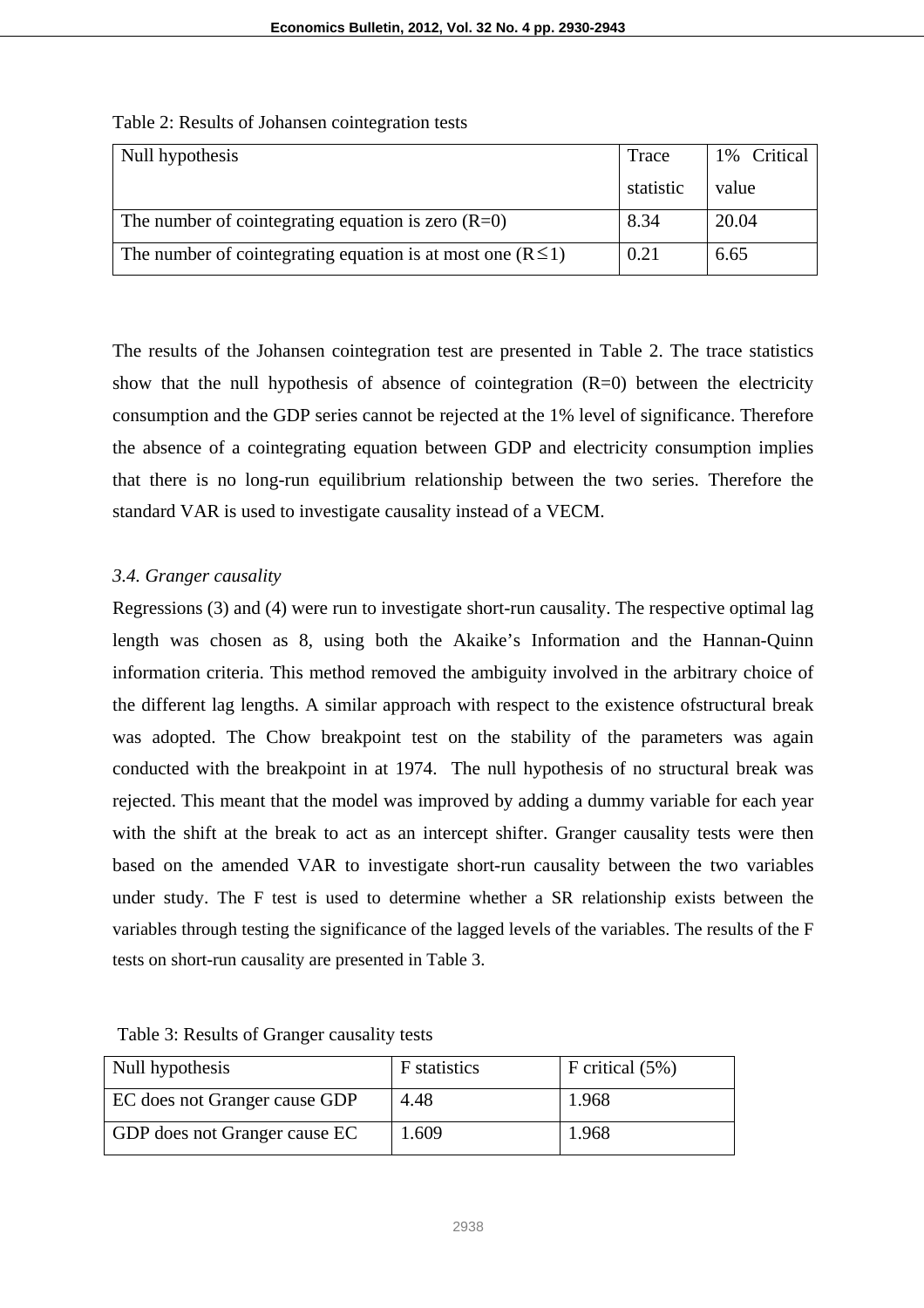Table 2: Results of Johansen cointegration tests

| Null hypothesis | Trace statistic | 1% Critical value |
| --- | --- | --- |
| The number of cointegrating equation is zero (R=0) | 8.34 | 20.04 |
| The number of cointegrating equation is at most one ($R \leq 1$) | 0.21 | 6.65 |

The results of the Johansen cointegration test are presented in Table 2. The trace statistics show that the null hypothesis of absence of cointegration (R=0) between the electricity consumption and the GDP series cannot be rejected at the 1% level of significance. Therefore the absence of a cointegrating equation between GDP and electricity consumption implies that there is no long-run equilibrium relationship between the two series. Therefore the standard VAR is used to investigate causality instead of a VECM.

### *3.4. Granger causality*

Regressions (3) and (4) were run to investigate short-run causality. The respective optimal lag length was chosen as 8, using both the Akaike's Information and the Hannan-Quinn information criteria. This method removed the ambiguity involved in the arbitrary choice of the different lag lengths. A similar approach with respect to the existence ofstructural break was adopted. The Chow breakpoint test on the stability of the parameters was again conducted with the breakpoint in at 1974. The null hypothesis of no structural break was rejected. This meant that the model was improved by adding a dummy variable for each year with the shift at the break to act as an intercept shifter. Granger causality tests were then based on the amended VAR to investigate short-run causality between the two variables under study. The F test is used to determine whether a SR relationship exists between the variables through testing the significance of the lagged levels of the variables. The results of the F tests on short-run causality are presented in Table 3.

Table 3: Results of Granger causality tests

| Null hypothesis | F statistics | F critical (5%) |
| --- | --- | --- |
| EC does not Granger cause GDP | 4.48 | 1.968 |
| GDP does not Granger cause EC | 1.609 | 1.968 |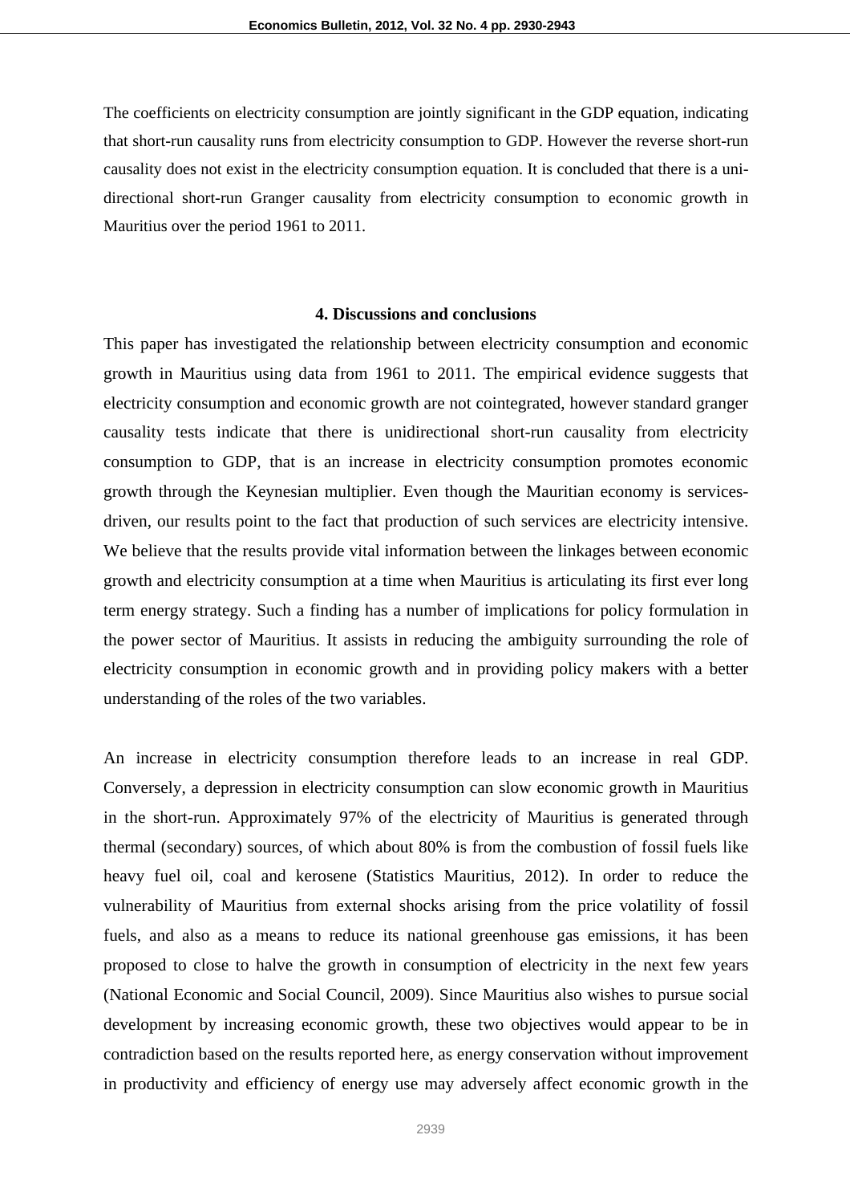The coefficients on electricity consumption are jointly significant in the GDP equation, indicating that short-run causality runs from electricity consumption to GDP. However the reverse short-run causality does not exist in the electricity consumption equation. It is concluded that there is a uni-directional short-run Granger causality from electricity consumption to economic growth in Mauritius over the period 1961 to 2011.

## 4. Discussions and conclusions

This paper has investigated the relationship between electricity consumption and economic growth in Mauritius using data from 1961 to 2011. The empirical evidence suggests that electricity consumption and economic growth are not cointegrated, however standard granger causality tests indicate that there is unidirectional short-run causality from electricity consumption to GDP, that is an increase in electricity consumption promotes economic growth through the Keynesian multiplier. Even though the Mauritian economy is services-driven, our results point to the fact that production of such services are electricity intensive. We believe that the results provide vital information between the linkages between economic growth and electricity consumption at a time when Mauritius is articulating its first ever long term energy strategy. Such a finding has a number of implications for policy formulation in the power sector of Mauritius. It assists in reducing the ambiguity surrounding the role of electricity consumption in economic growth and in providing policy makers with a better understanding of the roles of the two variables.

An increase in electricity consumption therefore leads to an increase in real GDP. Conversely, a depression in electricity consumption can slow economic growth in Mauritius in the short-run. Approximately 97% of the electricity of Mauritius is generated through thermal (secondary) sources, of which about 80% is from the combustion of fossil fuels like heavy fuel oil, coal and kerosene (Statistics Mauritius, 2012). In order to reduce the vulnerability of Mauritius from external shocks arising from the price volatility of fossil fuels, and also as a means to reduce its national greenhouse gas emissions, it has been proposed to close to halve the growth in consumption of electricity in the next few years (National Economic and Social Council, 2009). Since Mauritius also wishes to pursue social development by increasing economic growth, these two objectives would appear to be in contradiction based on the results reported here, as energy conservation without improvement in productivity and efficiency of energy use may adversely affect economic growth in the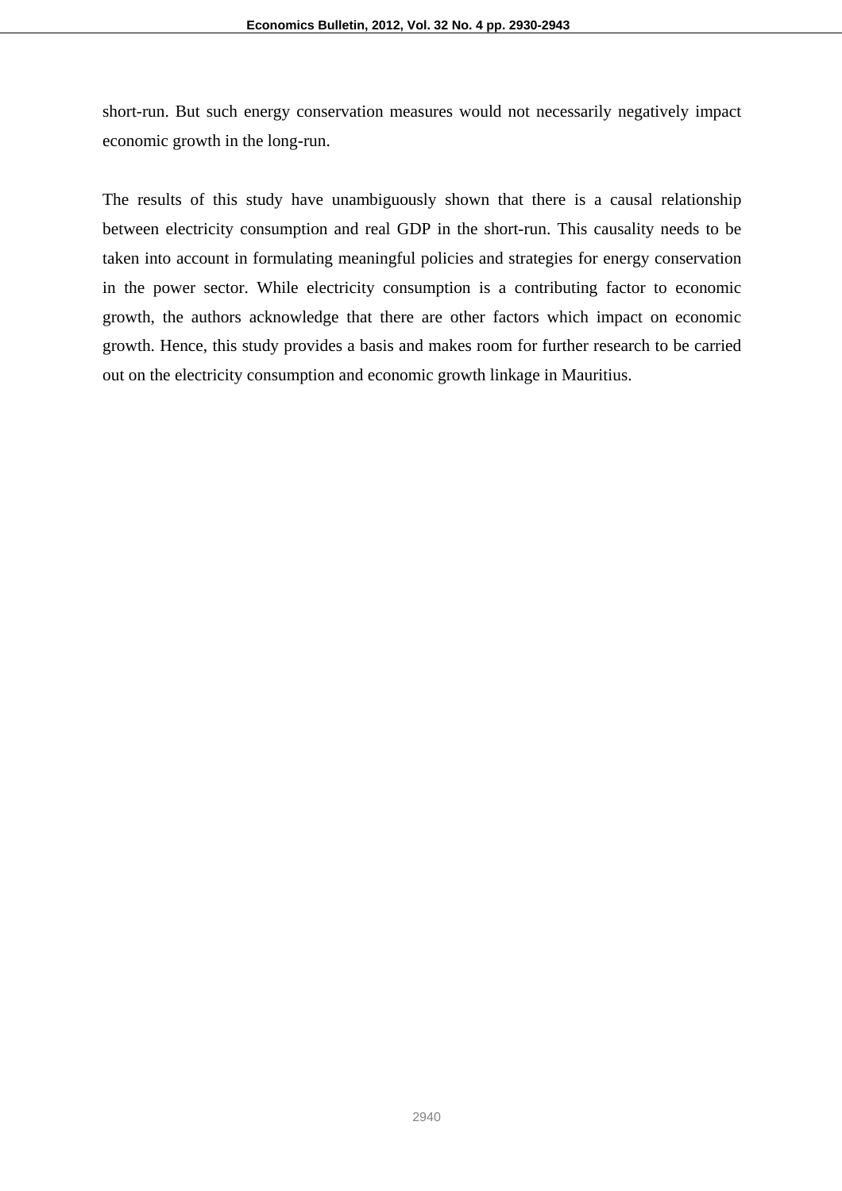short-run. But such energy conservation measures would not necessarily negatively impact economic growth in the long-run.

The results of this study have unambiguously shown that there is a causal relationship between electricity consumption and real GDP in the short-run. This causality needs to be taken into account in formulating meaningful policies and strategies for energy conservation in the power sector. While electricity consumption is a contributing factor to economic growth, the authors acknowledge that there are other factors which impact on economic growth. Hence, this study provides a basis and makes room for further research to be carried out on the electricity consumption and economic growth linkage in Mauritius.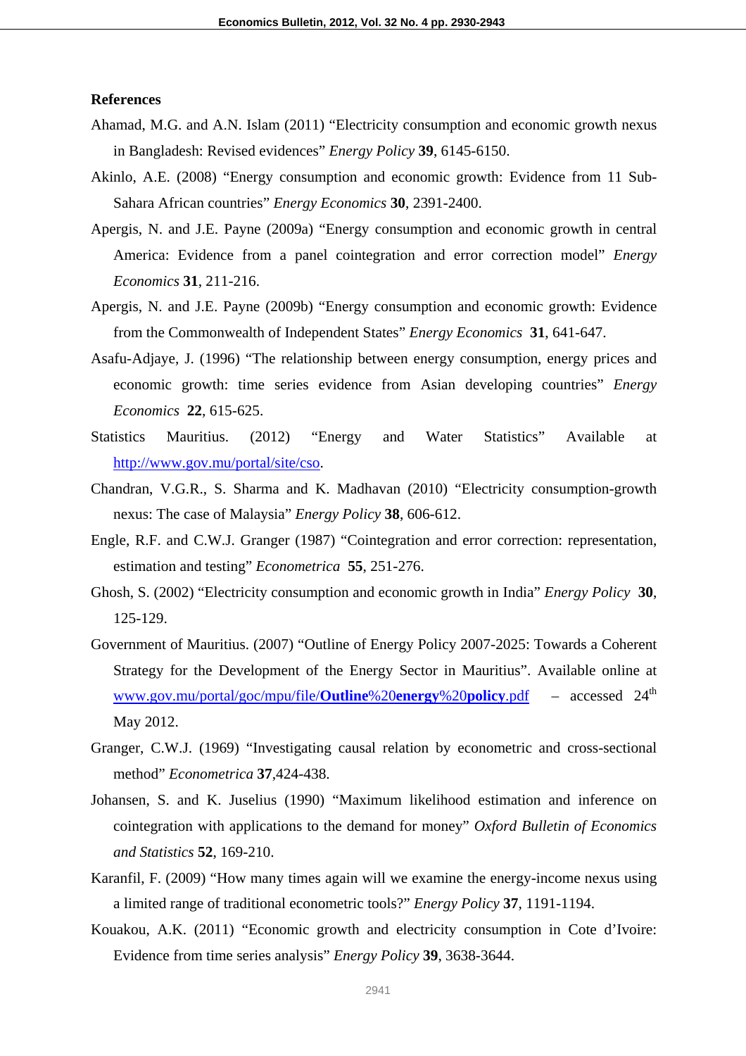## References

Ahamad, M.G. and A.N. Islam (2011) "Electricity consumption and economic growth nexus in Bangladesh: Revised evidences" *Energy Policy* **39**, 6145-6150.

Akinlo, A.E. (2008) "Energy consumption and economic growth: Evidence from 11 Sub-Sahara African countries" *Energy Economics* **30**, 2391-2400.

Apergis, N. and J.E. Payne (2009a) "Energy consumption and economic growth in central America: Evidence from a panel cointegration and error correction model" *Energy Economics* **31**, 211-216.

Apergis, N. and J.E. Payne (2009b) "Energy consumption and economic growth: Evidence from the Commonwealth of Independent States" *Energy Economics* **31**, 641-647.

Asafu-Adjaye, J. (1996) "The relationship between energy consumption, energy prices and economic growth: time series evidence from Asian developing countries" *Energy Economics* **22**, 615-625.

Statistics Mauritius. (2012) "Energy and Water Statistics" Available at http://www.gov.mu/portal/site/cso.

Chandran, V.G.R., S. Sharma and K. Madhavan (2010) "Electricity consumption-growth nexus: The case of Malaysia" *Energy Policy* **38**, 606-612.

Engle, R.F. and C.W.J. Granger (1987) "Cointegration and error correction: representation, estimation and testing" *Econometrica* **55**, 251-276.

Ghosh, S. (2002) "Electricity consumption and economic growth in India" *Energy Policy* **30**, 125-129.

Government of Mauritius. (2007) "Outline of Energy Policy 2007-2025: Towards a Coherent Strategy for the Development of the Energy Sector in Mauritius". Available online at www.gov.mu/portal/goc/mpu/file/**Outline**%20**energy**%20**policy**.pdf – accessed 24th May 2012.

Granger, C.W.J. (1969) "Investigating causal relation by econometric and cross-sectional method" *Econometrica* **37**,424-438.

Johansen, S. and K. Juselius (1990) "Maximum likelihood estimation and inference on cointegration with applications to the demand for money" *Oxford Bulletin of Economics and Statistics* **52**, 169-210.

Karanfil, F. (2009) "How many times again will we examine the energy-income nexus using a limited range of traditional econometric tools?" *Energy Policy* **37**, 1191-1194.

Kouakou, A.K. (2011) "Economic growth and electricity consumption in Cote d'Ivoire: Evidence from time series analysis" *Energy Policy* **39**, 3638-3644.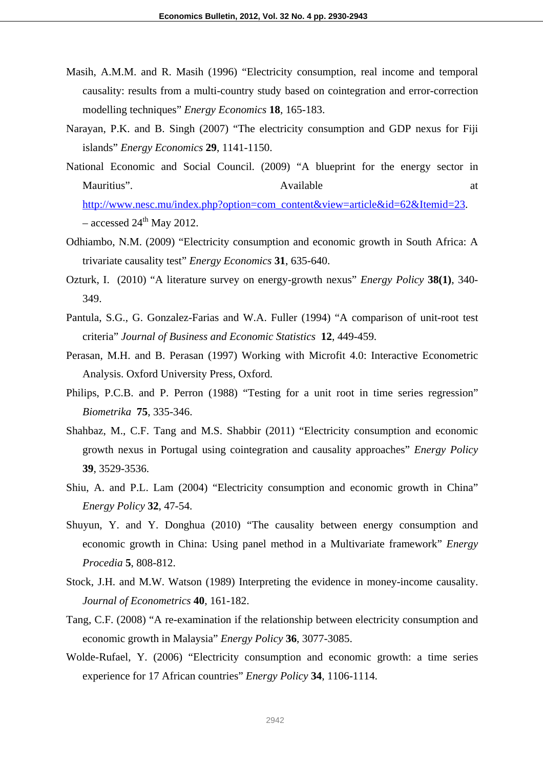Masih, A.M.M. and R. Masih (1996) "Electricity consumption, real income and temporal causality: results from a multi-country study based on cointegration and error-correction modelling techniques" *Energy Economics* **18**, 165-183.

Narayan, P.K. and B. Singh (2007) "The electricity consumption and GDP nexus for Fiji islands" *Energy Economics* **29**, 1141-1150.

National Economic and Social Council. (2009) "A blueprint for the energy sector in Mauritius". Available at http://www.nesc.mu/index.php?option=com_content&view=article&id=62&Itemid=23. – accessed 24th May 2012.

Odhiambo, N.M. (2009) "Electricity consumption and economic growth in South Africa: A trivariate causality test" *Energy Economics* **31**, 635-640.

Ozturk, I. (2010) "A literature survey on energy-growth nexus" *Energy Policy* **38(1)**, 340-349.

Pantula, S.G., G. Gonzalez-Farias and W.A. Fuller (1994) "A comparison of unit-root test criteria" *Journal of Business and Economic Statistics* **12**, 449-459.

Perasan, M.H. and B. Perasan (1997) Working with Microfit 4.0: Interactive Econometric Analysis. Oxford University Press, Oxford.

Philips, P.C.B. and P. Perron (1988) "Testing for a unit root in time series regression" *Biometrika* **75**, 335-346.

Shahbaz, M., C.F. Tang and M.S. Shabbir (2011) "Electricity consumption and economic growth nexus in Portugal using cointegration and causality approaches" *Energy Policy* **39**, 3529-3536.

Shiu, A. and P.L. Lam (2004) "Electricity consumption and economic growth in China" *Energy Policy* **32**, 47-54.

Shuyun, Y. and Y. Donghua (2010) "The causality between energy consumption and economic growth in China: Using panel method in a Multivariate framework" *Energy Procedia* **5**, 808-812.

Stock, J.H. and M.W. Watson (1989) Interpreting the evidence in money-income causality. *Journal of Econometrics* **40**, 161-182.

Tang, C.F. (2008) "A re-examination if the relationship between electricity consumption and economic growth in Malaysia" *Energy Policy* **36**, 3077-3085.

Wolde-Rufael, Y. (2006) "Electricity consumption and economic growth: a time series experience for 17 African countries" *Energy Policy* **34**, 1106-1114.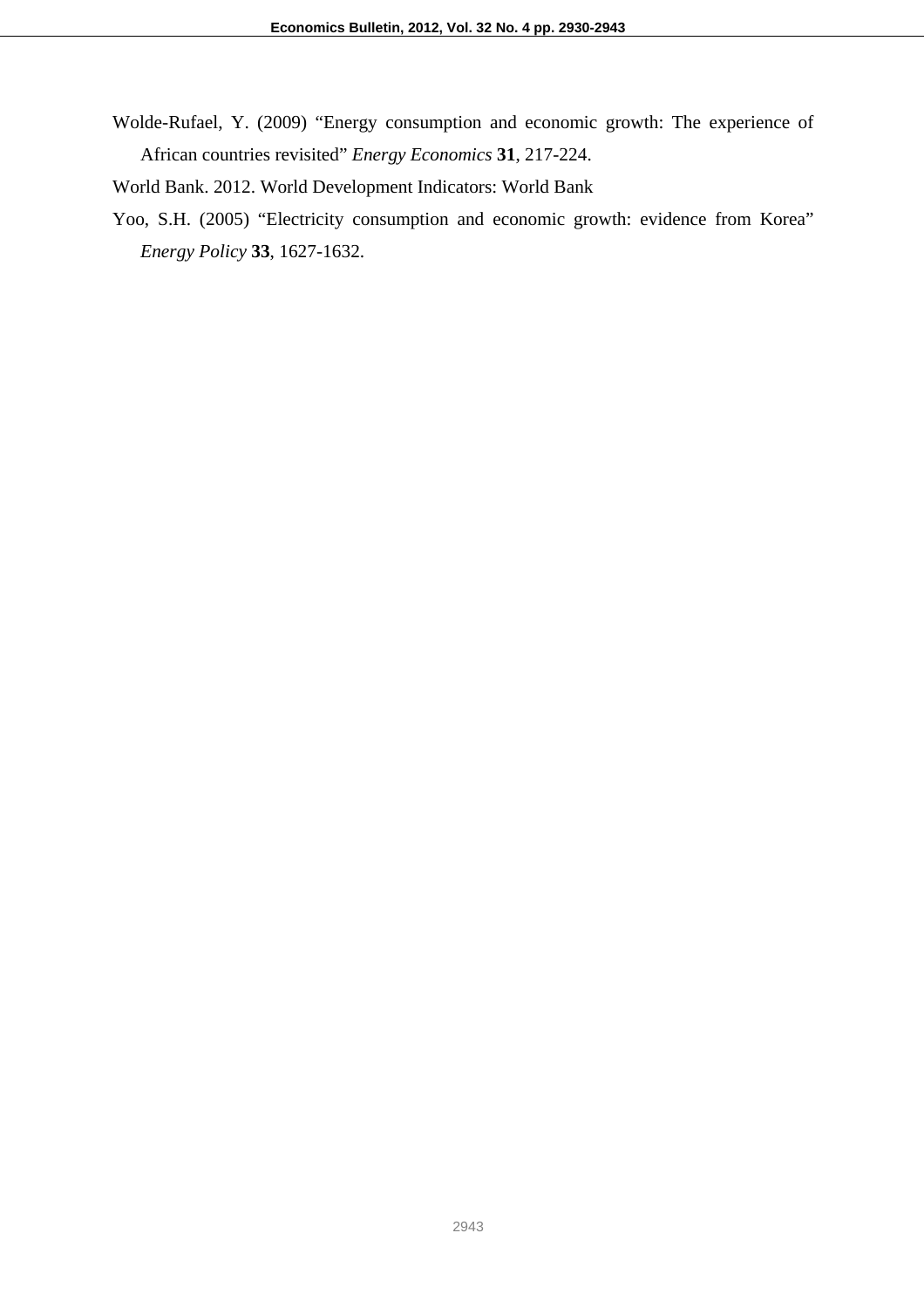Wolde-Rufael, Y. (2009) “Energy consumption and economic growth: The experience of African countries revisited” *Energy Economics* **31**, 217-224.

World Bank. 2012. World Development Indicators: World Bank

Yoo, S.H. (2005) “Electricity consumption and economic growth: evidence from Korea” *Energy Policy* **33**, 1627-1632.